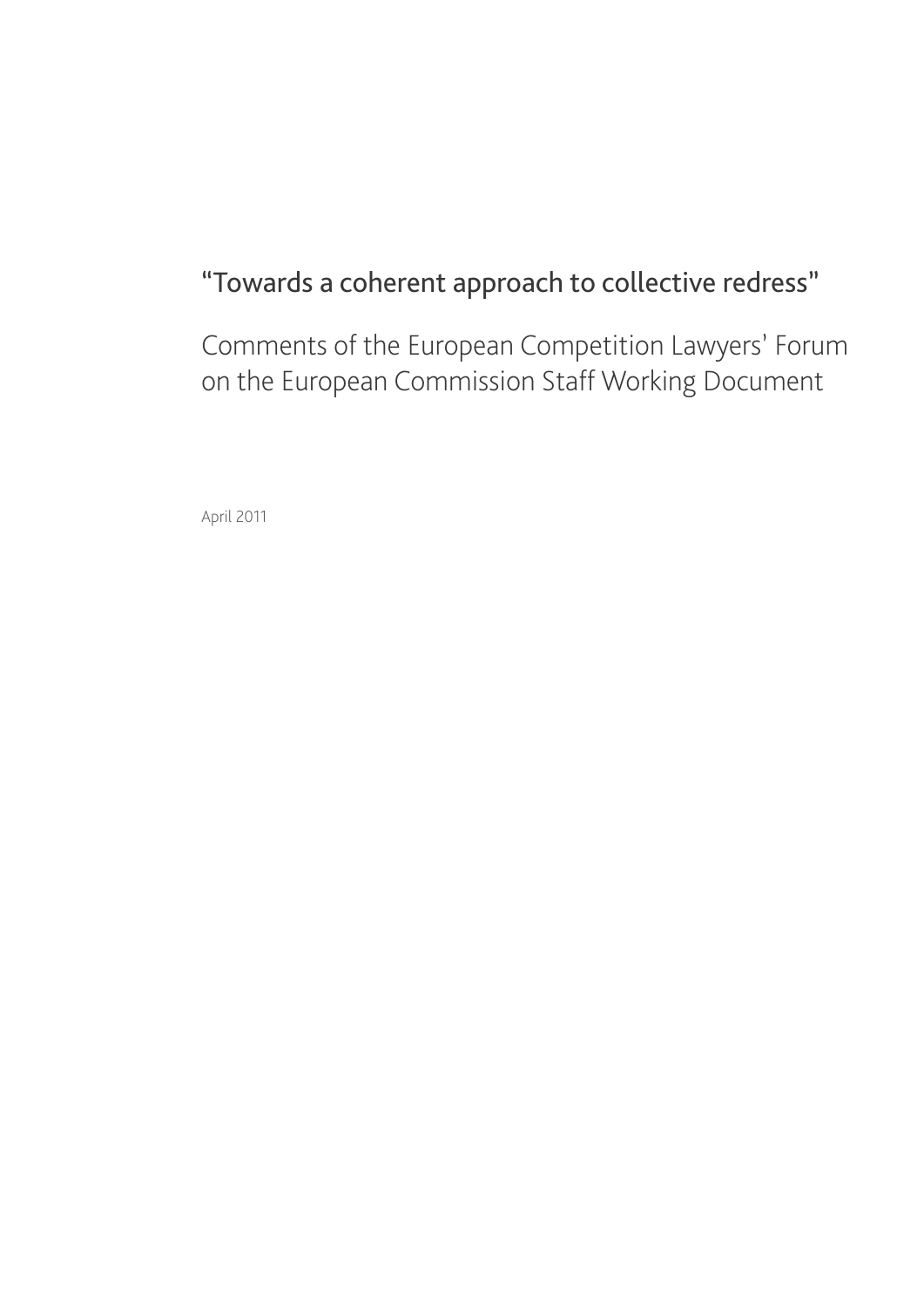# "Towards a coherent approach to collective redress"

## Comments of the European Competition Lawyers' Forum on the European Commission Staff Working Document

April 2011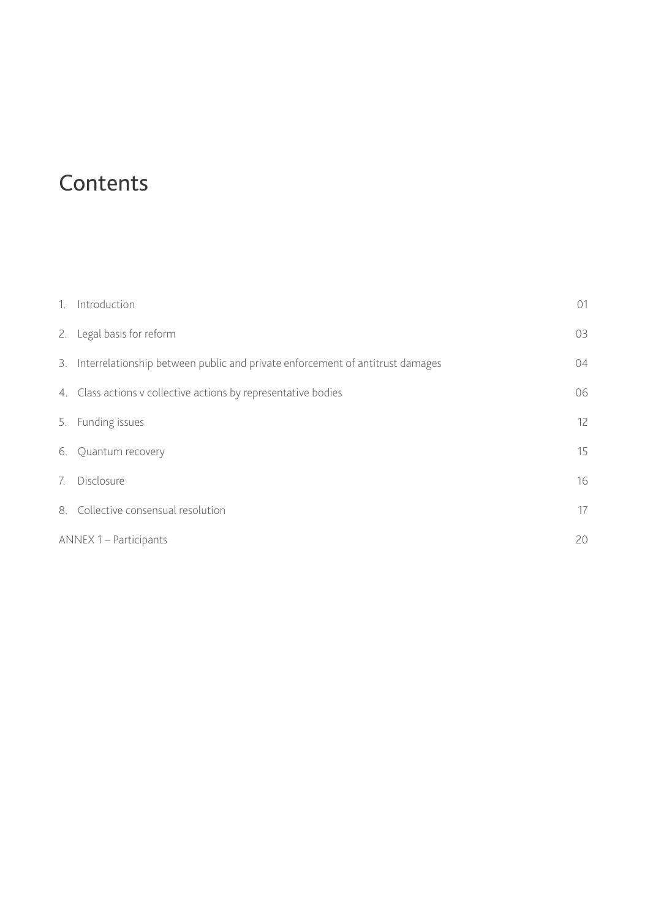# Contents

| | | |
|---|---|---|
| 1. | Introduction | 01 |
| 2. | Legal basis for reform | 03 |
| 3. | Interrelationship between public and private enforcement of antitrust damages | 04 |
| 4. | Class actions v collective actions by representative bodies | 06 |
| 5. | Funding issues | 12 |
| 6. | Quantum recovery | 15 |
| 7. | Disclosure | 16 |
| 8. | Collective consensual resolution | 17 |
| ANNEX 1 – Participants | | 20 |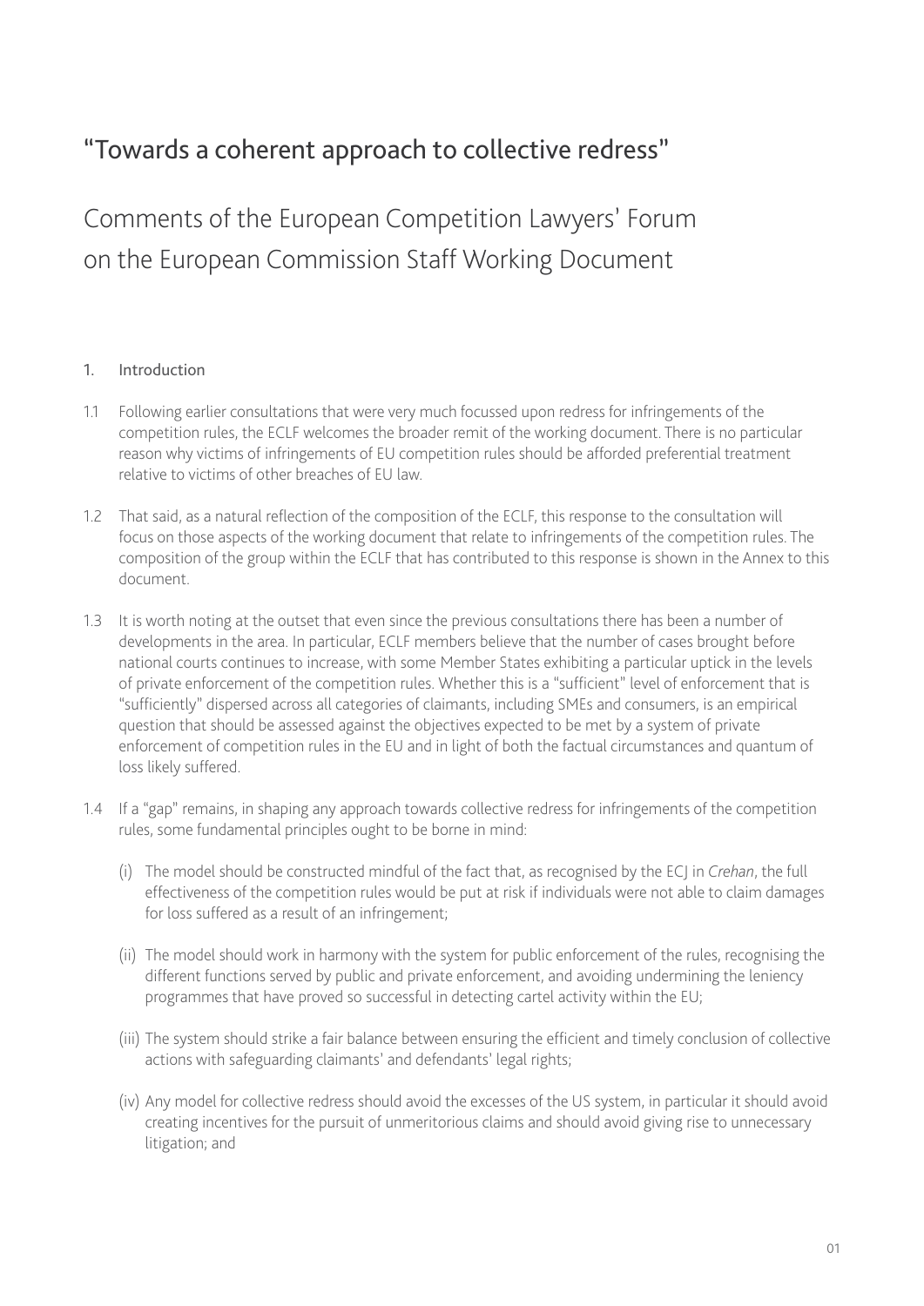# "Towards a coherent approach to collective redress"

## Comments of the European Competition Lawyers' Forum on the European Commission Staff Working Document

### 1. Introduction

1.1 Following earlier consultations that were very much focussed upon redress for infringements of the competition rules, the ECLF welcomes the broader remit of the working document. There is no particular reason why victims of infringements of EU competition rules should be afforded preferential treatment relative to victims of other breaches of EU law.

1.2 That said, as a natural reflection of the composition of the ECLF, this response to the consultation will focus on those aspects of the working document that relate to infringements of the competition rules. The composition of the group within the ECLF that has contributed to this response is shown in the Annex to this document.

1.3 It is worth noting at the outset that even since the previous consultations there has been a number of developments in the area. In particular, ECLF members believe that the number of cases brought before national courts continues to increase, with some Member States exhibiting a particular uptick in the levels of private enforcement of the competition rules. Whether this is a "sufficient" level of enforcement that is "sufficiently" dispersed across all categories of claimants, including SMEs and consumers, is an empirical question that should be assessed against the objectives expected to be met by a system of private enforcement of competition rules in the EU and in light of both the factual circumstances and quantum of loss likely suffered.

1.4 If a "gap" remains, in shaping any approach towards collective redress for infringements of the competition rules, some fundamental principles ought to be borne in mind:

(i) The model should be constructed mindful of the fact that, as recognised by the ECJ in *Crehan*, the full effectiveness of the competition rules would be put at risk if individuals were not able to claim damages for loss suffered as a result of an infringement;

(ii) The model should work in harmony with the system for public enforcement of the rules, recognising the different functions served by public and private enforcement, and avoiding undermining the leniency programmes that have proved so successful in detecting cartel activity within the EU;

(iii) The system should strike a fair balance between ensuring the efficient and timely conclusion of collective actions with safeguarding claimants' and defendants' legal rights;

(iv) Any model for collective redress should avoid the excesses of the US system, in particular it should avoid creating incentives for the pursuit of unmeritorious claims and should avoid giving rise to unnecessary litigation; and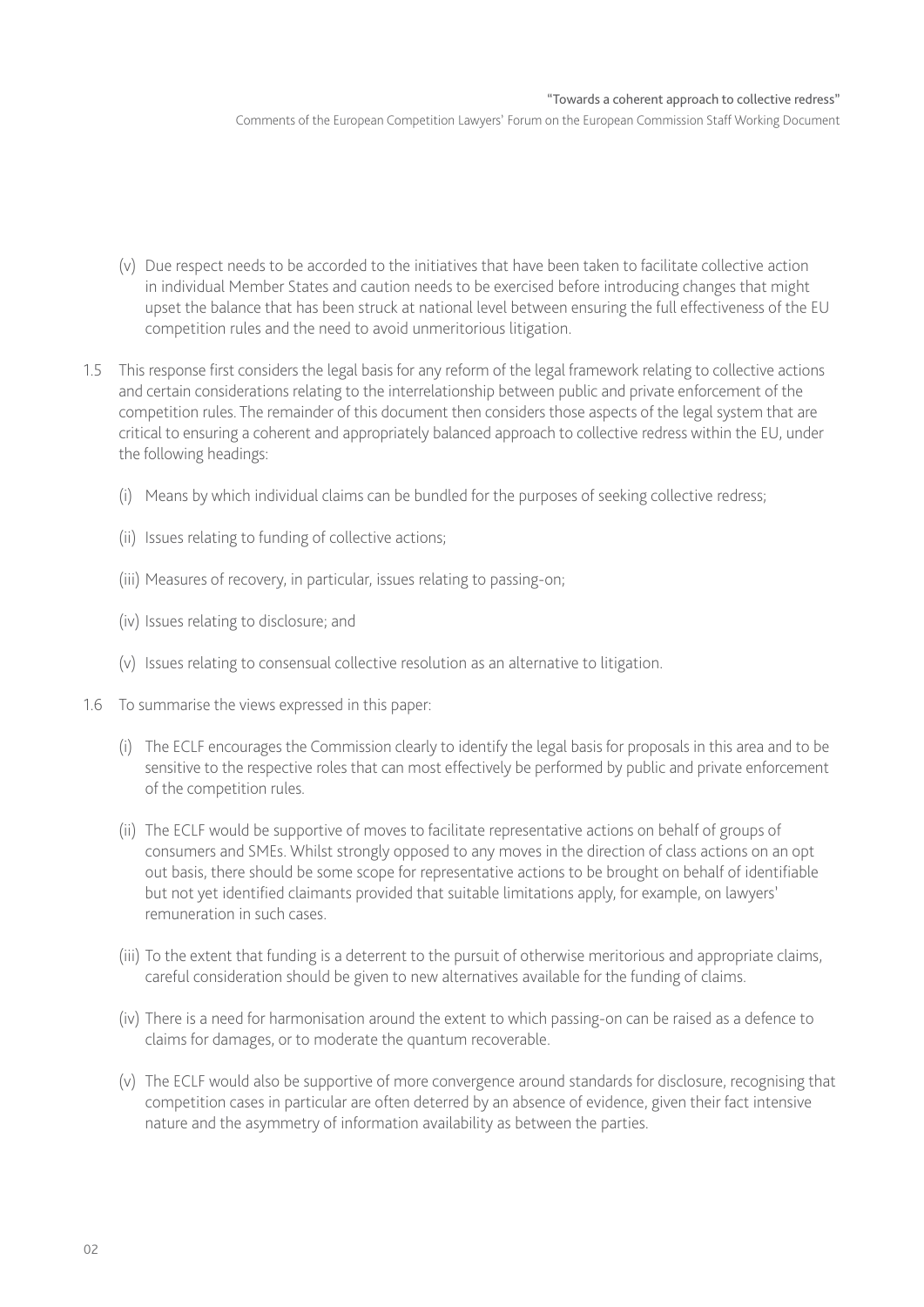(v) Due respect needs to be accorded to the initiatives that have been taken to facilitate collective action in individual Member States and caution needs to be exercised before introducing changes that might upset the balance that has been struck at national level between ensuring the full effectiveness of the EU competition rules and the need to avoid unmeritorious litigation.

1.5 This response first considers the legal basis for any reform of the legal framework relating to collective actions and certain considerations relating to the interrelationship between public and private enforcement of the competition rules. The remainder of this document then considers those aspects of the legal system that are critical to ensuring a coherent and appropriately balanced approach to collective redress within the EU, under the following headings:

(i) Means by which individual claims can be bundled for the purposes of seeking collective redress;

(ii) Issues relating to funding of collective actions;

(iii) Measures of recovery, in particular, issues relating to passing-on;

(iv) Issues relating to disclosure; and

(v) Issues relating to consensual collective resolution as an alternative to litigation.

1.6 To summarise the views expressed in this paper:

(i) The ECLF encourages the Commission clearly to identify the legal basis for proposals in this area and to be sensitive to the respective roles that can most effectively be performed by public and private enforcement of the competition rules.

(ii) The ECLF would be supportive of moves to facilitate representative actions on behalf of groups of consumers and SMEs. Whilst strongly opposed to any moves in the direction of class actions on an opt out basis, there should be some scope for representative actions to be brought on behalf of identifiable but not yet identified claimants provided that suitable limitations apply, for example, on lawyers' remuneration in such cases.

(iii) To the extent that funding is a deterrent to the pursuit of otherwise meritorious and appropriate claims, careful consideration should be given to new alternatives available for the funding of claims.

(iv) There is a need for harmonisation around the extent to which passing-on can be raised as a defence to claims for damages, or to moderate the quantum recoverable.

(v) The ECLF would also be supportive of more convergence around standards for disclosure, recognising that competition cases in particular are often deterred by an absence of evidence, given their fact intensive nature and the asymmetry of information availability as between the parties.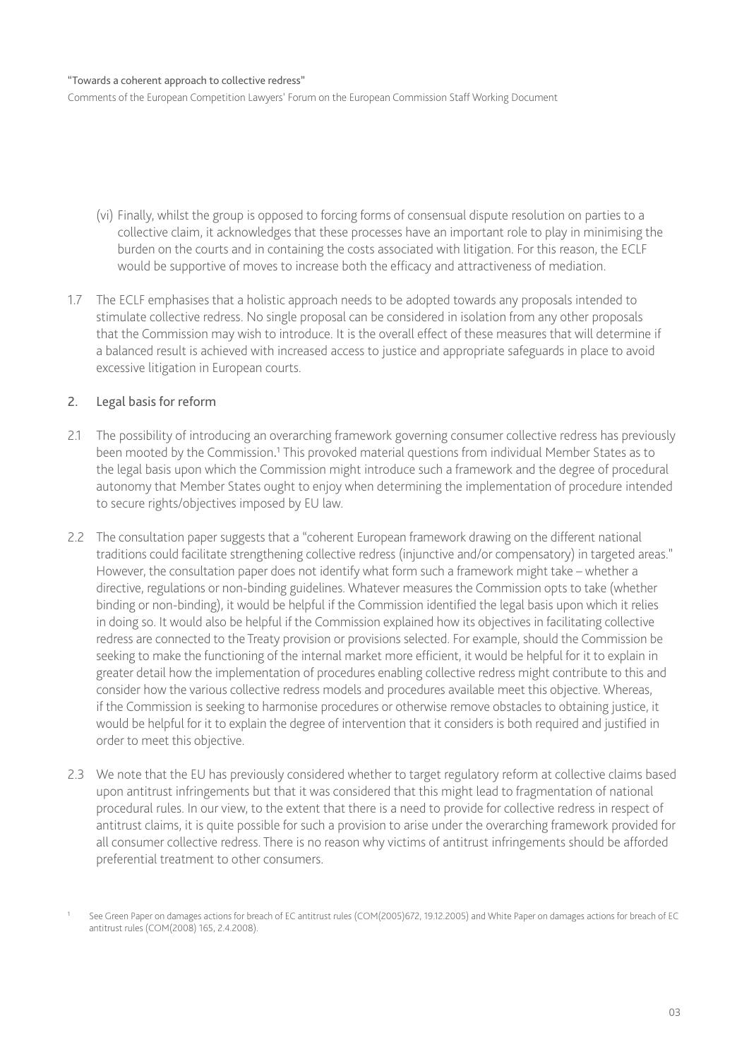(vi) Finally, whilst the group is opposed to forcing forms of consensual dispute resolution on parties to a collective claim, it acknowledges that these processes have an important role to play in minimising the burden on the courts and in containing the costs associated with litigation. For this reason, the ECLF would be supportive of moves to increase both the efficacy and attractiveness of mediation.

1.7 The ECLF emphasises that a holistic approach needs to be adopted towards any proposals intended to stimulate collective redress. No single proposal can be considered in isolation from any other proposals that the Commission may wish to introduce. It is the overall effect of these measures that will determine if a balanced result is achieved with increased access to justice and appropriate safeguards in place to avoid excessive litigation in European courts.

## 2. Legal basis for reform

2.1 The possibility of introducing an overarching framework governing consumer collective redress has previously been mooted by the Commission.[1] This provoked material questions from individual Member States as to the legal basis upon which the Commission might introduce such a framework and the degree of procedural autonomy that Member States ought to enjoy when determining the implementation of procedure intended to secure rights/objectives imposed by EU law.

2.2 The consultation paper suggests that a "coherent European framework drawing on the different national traditions could facilitate strengthening collective redress (injunctive and/or compensatory) in targeted areas." However, the consultation paper does not identify what form such a framework might take – whether a directive, regulations or non-binding guidelines. Whatever measures the Commission opts to take (whether binding or non-binding), it would be helpful if the Commission identified the legal basis upon which it relies in doing so. It would also be helpful if the Commission explained how its objectives in facilitating collective redress are connected to the Treaty provision or provisions selected. For example, should the Commission be seeking to make the functioning of the internal market more efficient, it would be helpful for it to explain in greater detail how the implementation of procedures enabling collective redress might contribute to this and consider how the various collective redress models and procedures available meet this objective. Whereas, if the Commission is seeking to harmonise procedures or otherwise remove obstacles to obtaining justice, it would be helpful for it to explain the degree of intervention that it considers is both required and justified in order to meet this objective.

2.3 We note that the EU has previously considered whether to target regulatory reform at collective claims based upon antitrust infringements but that it was considered that this might lead to fragmentation of national procedural rules. In our view, to the extent that there is a need to provide for collective redress in respect of antitrust claims, it is quite possible for such a provision to arise under the overarching framework provided for all consumer collective redress. There is no reason why victims of antitrust infringements should be afforded preferential treatment to other consumers.

[1] See Green Paper on damages actions for breach of EC antitrust rules (COM(2005)672, 19.12.2005) and White Paper on damages actions for breach of EC antitrust rules (COM(2008) 165, 2.4.2008).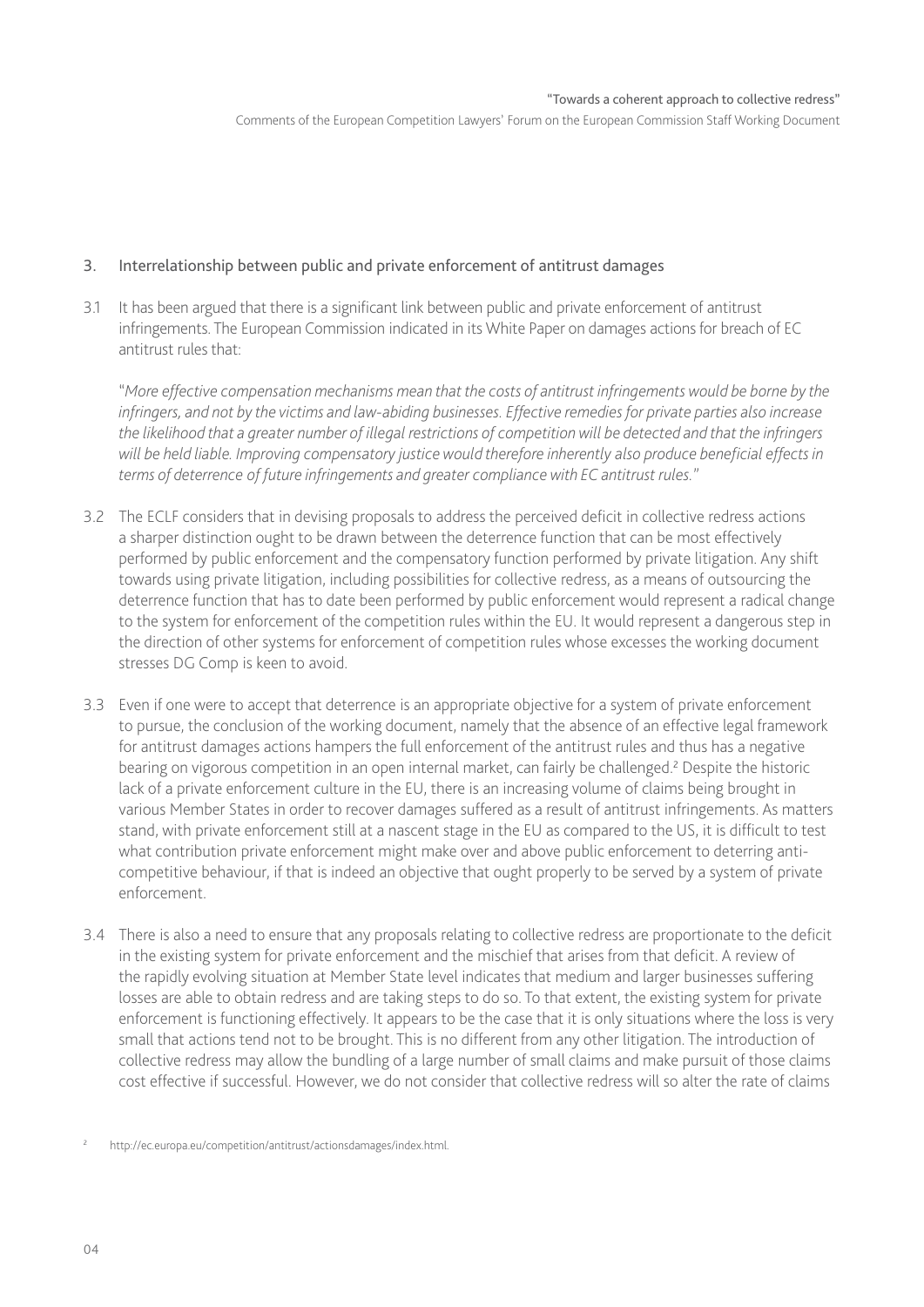## 3. Interrelationship between public and private enforcement of antitrust damages

3.1 It has been argued that there is a significant link between public and private enforcement of antitrust infringements. The European Commission indicated in its White Paper on damages actions for breach of EC antitrust rules that:

"*More effective compensation mechanisms mean that the costs of antitrust infringements would be borne by the infringers, and not by the victims and law-abiding businesses. Effective remedies for private parties also increase the likelihood that a greater number of illegal restrictions of competition will be detected and that the infringers will be held liable. Improving compensatory justice would therefore inherently also produce beneficial effects in terms of deterrence of future infringements and greater compliance with EC antitrust rules.*"

3.2 The ECLF considers that in devising proposals to address the perceived deficit in collective redress actions a sharper distinction ought to be drawn between the deterrence function that can be most effectively performed by public enforcement and the compensatory function performed by private litigation. Any shift towards using private litigation, including possibilities for collective redress, as a means of outsourcing the deterrence function that has to date been performed by public enforcement would represent a radical change to the system for enforcement of the competition rules within the EU. It would represent a dangerous step in the direction of other systems for enforcement of competition rules whose excesses the working document stresses DG Comp is keen to avoid.

3.3 Even if one were to accept that deterrence is an appropriate objective for a system of private enforcement to pursue, the conclusion of the working document, namely that the absence of an effective legal framework for antitrust damages actions hampers the full enforcement of the antitrust rules and thus has a negative bearing on vigorous competition in an open internal market, can fairly be challenged.[2] Despite the historic lack of a private enforcement culture in the EU, there is an increasing volume of claims being brought in various Member States in order to recover damages suffered as a result of antitrust infringements. As matters stand, with private enforcement still at a nascent stage in the EU as compared to the US, it is difficult to test what contribution private enforcement might make over and above public enforcement to deterring anti-competitive behaviour, if that is indeed an objective that ought properly to be served by a system of private enforcement.

3.4 There is also a need to ensure that any proposals relating to collective redress are proportionate to the deficit in the existing system for private enforcement and the mischief that arises from that deficit. A review of the rapidly evolving situation at Member State level indicates that medium and larger businesses suffering losses are able to obtain redress and are taking steps to do so. To that extent, the existing system for private enforcement is functioning effectively. It appears to be the case that it is only situations where the loss is very small that actions tend not to be brought. This is no different from any other litigation. The introduction of collective redress may allow the bundling of a large number of small claims and make pursuit of those claims cost effective if successful. However, we do not consider that collective redress will so alter the rate of claims

[2] http://ec.europa.eu/competition/antitrust/actionsdamages/index.html.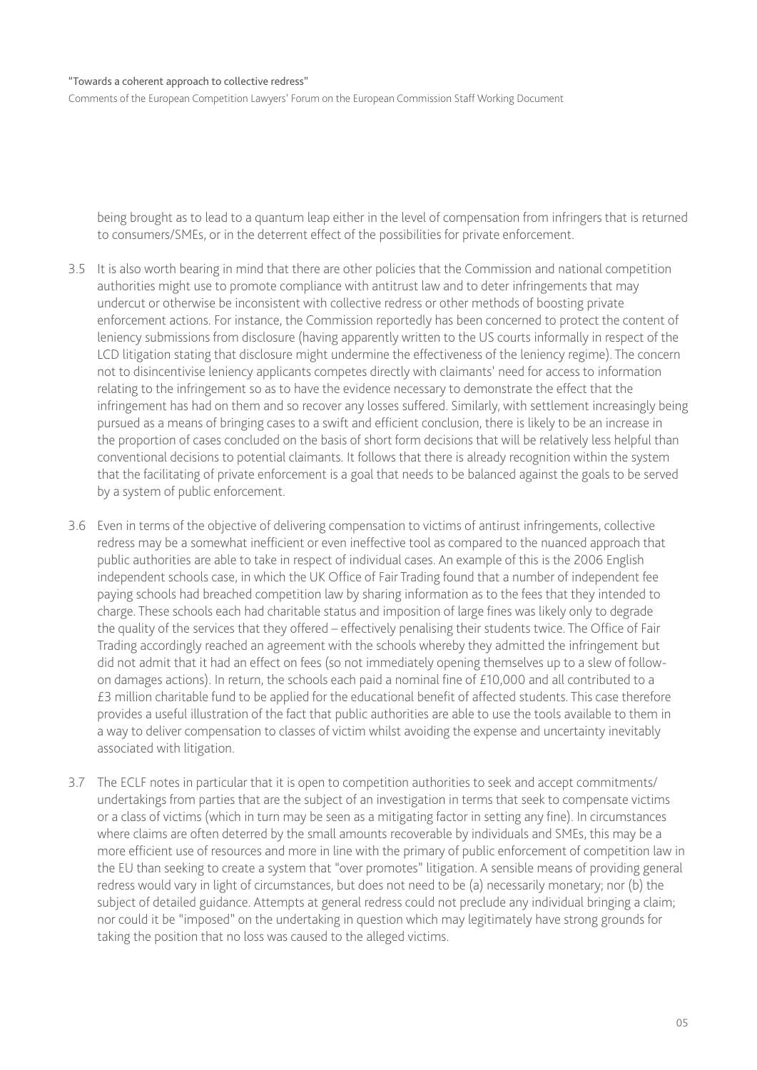being brought as to lead to a quantum leap either in the level of compensation from infringers that is returned to consumers/SMEs, or in the deterrent effect of the possibilities for private enforcement.

3.5 It is also worth bearing in mind that there are other policies that the Commission and national competition authorities might use to promote compliance with antitrust law and to deter infringements that may undercut or otherwise be inconsistent with collective redress or other methods of boosting private enforcement actions. For instance, the Commission reportedly has been concerned to protect the content of leniency submissions from disclosure (having apparently written to the US courts informally in respect of the LCD litigation stating that disclosure might undermine the effectiveness of the leniency regime). The concern not to disincentivise leniency applicants competes directly with claimants' need for access to information relating to the infringement so as to have the evidence necessary to demonstrate the effect that the infringement has had on them and so recover any losses suffered. Similarly, with settlement increasingly being pursued as a means of bringing cases to a swift and efficient conclusion, there is likely to be an increase in the proportion of cases concluded on the basis of short form decisions that will be relatively less helpful than conventional decisions to potential claimants. It follows that there is already recognition within the system that the facilitating of private enforcement is a goal that needs to be balanced against the goals to be served by a system of public enforcement.

3.6 Even in terms of the objective of delivering compensation to victims of antirust infringements, collective redress may be a somewhat inefficient or even ineffective tool as compared to the nuanced approach that public authorities are able to take in respect of individual cases. An example of this is the 2006 English independent schools case, in which the UK Office of Fair Trading found that a number of independent fee paying schools had breached competition law by sharing information as to the fees that they intended to charge. These schools each had charitable status and imposition of large fines was likely only to degrade the quality of the services that they offered – effectively penalising their students twice. The Office of Fair Trading accordingly reached an agreement with the schools whereby they admitted the infringement but did not admit that it had an effect on fees (so not immediately opening themselves up to a slew of follow-on damages actions). In return, the schools each paid a nominal fine of £10,000 and all contributed to a £3 million charitable fund to be applied for the educational benefit of affected students. This case therefore provides a useful illustration of the fact that public authorities are able to use the tools available to them in a way to deliver compensation to classes of victim whilst avoiding the expense and uncertainty inevitably associated with litigation.

3.7 The ECLF notes in particular that it is open to competition authorities to seek and accept commitments/undertakings from parties that are the subject of an investigation in terms that seek to compensate victims or a class of victims (which in turn may be seen as a mitigating factor in setting any fine). In circumstances where claims are often deterred by the small amounts recoverable by individuals and SMEs, this may be a more efficient use of resources and more in line with the primary of public enforcement of competition law in the EU than seeking to create a system that "over promotes" litigation. A sensible means of providing general redress would vary in light of circumstances, but does not need to be (a) necessarily monetary; nor (b) the subject of detailed guidance. Attempts at general redress could not preclude any individual bringing a claim; nor could it be "imposed" on the undertaking in question which may legitimately have strong grounds for taking the position that no loss was caused to the alleged victims.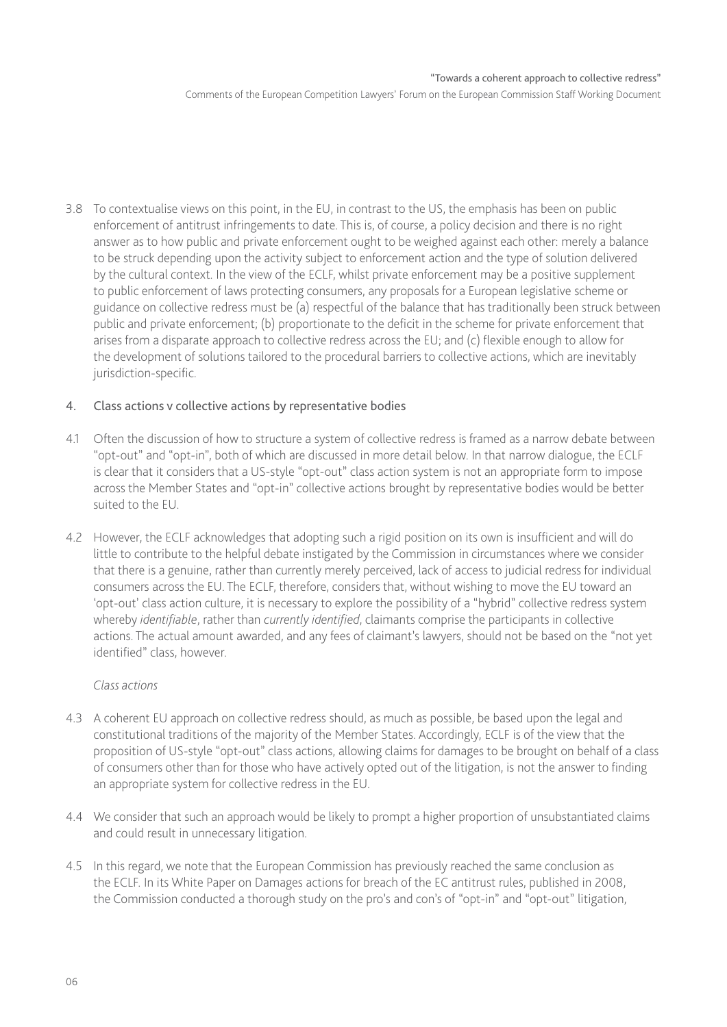3.8 To contextualise views on this point, in the EU, in contrast to the US, the emphasis has been on public enforcement of antitrust infringements to date. This is, of course, a policy decision and there is no right answer as to how public and private enforcement ought to be weighed against each other: merely a balance to be struck depending upon the activity subject to enforcement action and the type of solution delivered by the cultural context. In the view of the ECLF, whilst private enforcement may be a positive supplement to public enforcement of laws protecting consumers, any proposals for a European legislative scheme or guidance on collective redress must be (a) respectful of the balance that has traditionally been struck between public and private enforcement; (b) proportionate to the deficit in the scheme for private enforcement that arises from a disparate approach to collective redress across the EU; and (c) flexible enough to allow for the development of solutions tailored to the procedural barriers to collective actions, which are inevitably jurisdiction-specific.

## 4. Class actions v collective actions by representative bodies

4.1 Often the discussion of how to structure a system of collective redress is framed as a narrow debate between "opt-out" and "opt-in", both of which are discussed in more detail below. In that narrow dialogue, the ECLF is clear that it considers that a US-style "opt-out" class action system is not an appropriate form to impose across the Member States and "opt-in" collective actions brought by representative bodies would be better suited to the EU.

4.2 However, the ECLF acknowledges that adopting such a rigid position on its own is insufficient and will do little to contribute to the helpful debate instigated by the Commission in circumstances where we consider that there is a genuine, rather than currently merely perceived, lack of access to judicial redress for individual consumers across the EU. The ECLF, therefore, considers that, without wishing to move the EU toward an 'opt-out' class action culture, it is necessary to explore the possibility of a "hybrid" collective redress system whereby *identifiable*, rather than *currently identified*, claimants comprise the participants in collective actions. The actual amount awarded, and any fees of claimant's lawyers, should not be based on the "not yet identified" class, however.

*Class actions*

4.3 A coherent EU approach on collective redress should, as much as possible, be based upon the legal and constitutional traditions of the majority of the Member States. Accordingly, ECLF is of the view that the proposition of US-style "opt-out" class actions, allowing claims for damages to be brought on behalf of a class of consumers other than for those who have actively opted out of the litigation, is not the answer to finding an appropriate system for collective redress in the EU.

4.4 We consider that such an approach would be likely to prompt a higher proportion of unsubstantiated claims and could result in unnecessary litigation.

4.5 In this regard, we note that the European Commission has previously reached the same conclusion as the ECLF. In its White Paper on Damages actions for breach of the EC antitrust rules, published in 2008, the Commission conducted a thorough study on the pro's and con's of "opt-in" and "opt-out" litigation,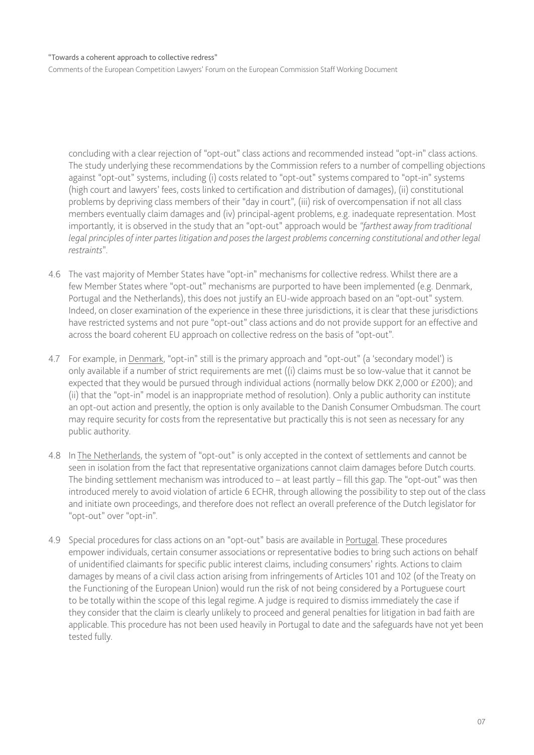concluding with a clear rejection of "opt-out" class actions and recommended instead "opt-in" class actions. The study underlying these recommendations by the Commission refers to a number of compelling objections against "opt-out" systems, including (i) costs related to "opt-out" systems compared to "opt-in" systems (high court and lawyers' fees, costs linked to certification and distribution of damages), (ii) constitutional problems by depriving class members of their "day in court", (iii) risk of overcompensation if not all class members eventually claim damages and (iv) principal-agent problems, e.g. inadequate representation. Most importantly, it is observed in the study that an "opt-out" approach would be *"farthest away from traditional legal principles of inter partes litigation and poses the largest problems concerning constitutional and other legal restraints"*.

4.6 The vast majority of Member States have "opt-in" mechanisms for collective redress. Whilst there are a few Member States where "opt-out" mechanisms are purported to have been implemented (e.g. Denmark, Portugal and the Netherlands), this does not justify an EU-wide approach based on an "opt-out" system. Indeed, on closer examination of the experience in these three jurisdictions, it is clear that these jurisdictions have restricted systems and not pure "opt-out" class actions and do not provide support for an effective and across the board coherent EU approach on collective redress on the basis of "opt-out".

4.7 For example, in Denmark, "opt-in" still is the primary approach and "opt-out" (a 'secondary model') is only available if a number of strict requirements are met ((i) claims must be so low-value that it cannot be expected that they would be pursued through individual actions (normally below DKK 2,000 or £200); and (ii) that the "opt-in" model is an inappropriate method of resolution). Only a public authority can institute an opt-out action and presently, the option is only available to the Danish Consumer Ombudsman. The court may require security for costs from the representative but practically this is not seen as necessary for any public authority.

4.8 In The Netherlands, the system of "opt-out" is only accepted in the context of settlements and cannot be seen in isolation from the fact that representative organizations cannot claim damages before Dutch courts. The binding settlement mechanism was introduced to – at least partly – fill this gap. The "opt-out" was then introduced merely to avoid violation of article 6 ECHR, through allowing the possibility to step out of the class and initiate own proceedings, and therefore does not reflect an overall preference of the Dutch legislator for "opt-out" over "opt-in".

4.9 Special procedures for class actions on an "opt-out" basis are available in Portugal. These procedures empower individuals, certain consumer associations or representative bodies to bring such actions on behalf of unidentified claimants for specific public interest claims, including consumers' rights. Actions to claim damages by means of a civil class action arising from infringements of Articles 101 and 102 (of the Treaty on the Functioning of the European Union) would run the risk of not being considered by a Portuguese court to be totally within the scope of this legal regime. A judge is required to dismiss immediately the case if they consider that the claim is clearly unlikely to proceed and general penalties for litigation in bad faith are applicable. This procedure has not been used heavily in Portugal to date and the safeguards have not yet been tested fully.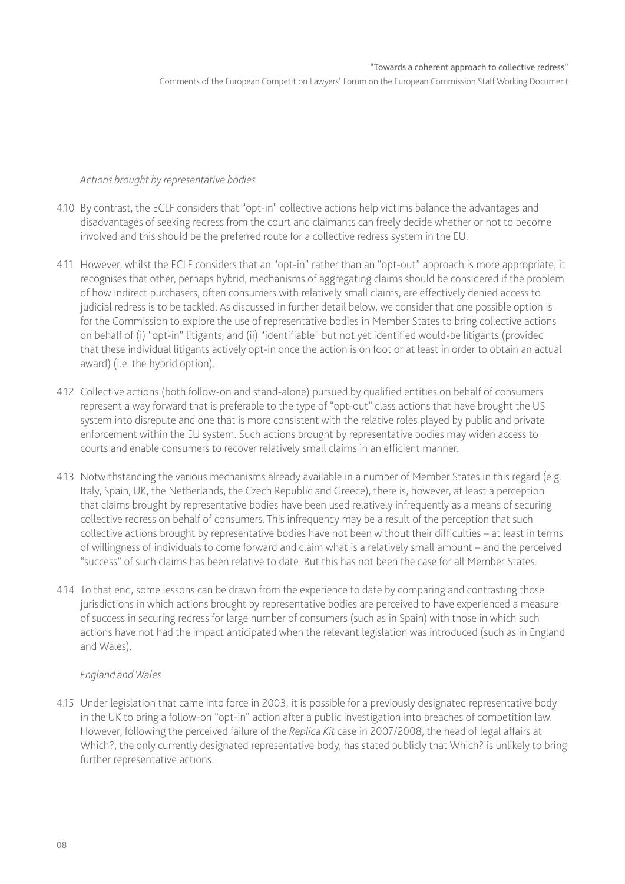*Actions brought by representative bodies*

4.10 By contrast, the ECLF considers that "opt-in" collective actions help victims balance the advantages and disadvantages of seeking redress from the court and claimants can freely decide whether or not to become involved and this should be the preferred route for a collective redress system in the EU.

4.11 However, whilst the ECLF considers that an "opt-in" rather than an "opt-out" approach is more appropriate, it recognises that other, perhaps hybrid, mechanisms of aggregating claims should be considered if the problem of how indirect purchasers, often consumers with relatively small claims, are effectively denied access to judicial redress is to be tackled. As discussed in further detail below, we consider that one possible option is for the Commission to explore the use of representative bodies in Member States to bring collective actions on behalf of (i) "opt-in" litigants; and (ii) "identifiable" but not yet identified would-be litigants (provided that these individual litigants actively opt-in once the action is on foot or at least in order to obtain an actual award) (i.e. the hybrid option).

4.12 Collective actions (both follow-on and stand-alone) pursued by qualified entities on behalf of consumers represent a way forward that is preferable to the type of "opt-out" class actions that have brought the US system into disrepute and one that is more consistent with the relative roles played by public and private enforcement within the EU system. Such actions brought by representative bodies may widen access to courts and enable consumers to recover relatively small claims in an efficient manner.

4.13 Notwithstanding the various mechanisms already available in a number of Member States in this regard (e.g. Italy, Spain, UK, the Netherlands, the Czech Republic and Greece), there is, however, at least a perception that claims brought by representative bodies have been used relatively infrequently as a means of securing collective redress on behalf of consumers. This infrequency may be a result of the perception that such collective actions brought by representative bodies have not been without their difficulties – at least in terms of willingness of individuals to come forward and claim what is a relatively small amount – and the perceived "success" of such claims has been relative to date. But this has not been the case for all Member States.

4.14 To that end, some lessons can be drawn from the experience to date by comparing and contrasting those jurisdictions in which actions brought by representative bodies are perceived to have experienced a measure of success in securing redress for large number of consumers (such as in Spain) with those in which such actions have not had the impact anticipated when the relevant legislation was introduced (such as in England and Wales).

*England and Wales*

4.15 Under legislation that came into force in 2003, it is possible for a previously designated representative body in the UK to bring a follow-on "opt-in" action after a public investigation into breaches of competition law. However, following the perceived failure of the *Replica Kit* case in 2007/2008, the head of legal affairs at Which?, the only currently designated representative body, has stated publicly that Which? is unlikely to bring further representative actions.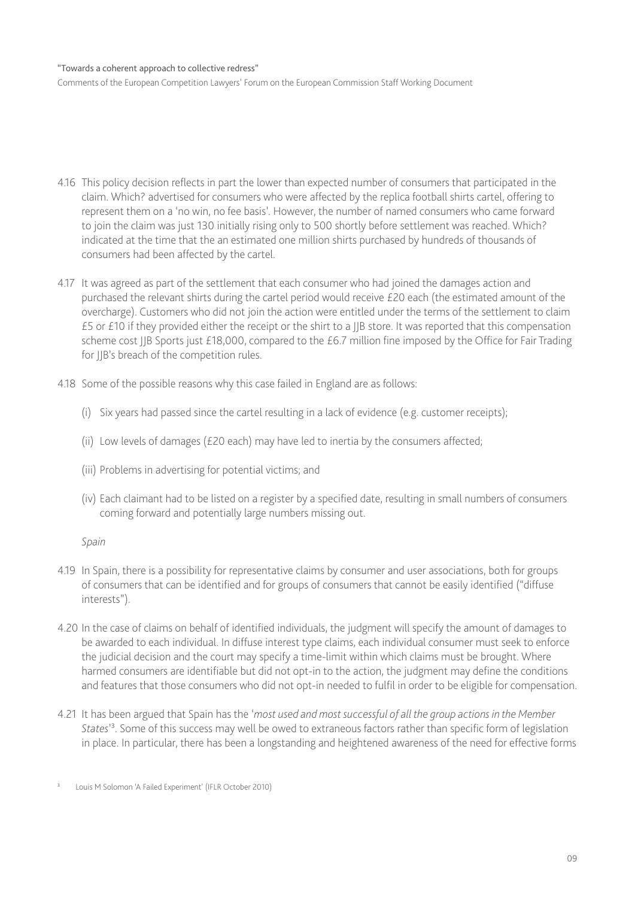4.16 This policy decision reflects in part the lower than expected number of consumers that participated in the claim. Which? advertised for consumers who were affected by the replica football shirts cartel, offering to represent them on a 'no win, no fee basis'. However, the number of named consumers who came forward to join the claim was just 130 initially rising only to 500 shortly before settlement was reached. Which? indicated at the time that the an estimated one million shirts purchased by hundreds of thousands of consumers had been affected by the cartel.

4.17 It was agreed as part of the settlement that each consumer who had joined the damages action and purchased the relevant shirts during the cartel period would receive £20 each (the estimated amount of the overcharge). Customers who did not join the action were entitled under the terms of the settlement to claim £5 or £10 if they provided either the receipt or the shirt to a JJB store. It was reported that this compensation scheme cost JJB Sports just £18,000, compared to the £6.7 million fine imposed by the Office for Fair Trading for JJB's breach of the competition rules.

4.18 Some of the possible reasons why this case failed in England are as follows:

(i) Six years had passed since the cartel resulting in a lack of evidence (e.g. customer receipts);

(ii) Low levels of damages (£20 each) may have led to inertia by the consumers affected;

(iii) Problems in advertising for potential victims; and

(iv) Each claimant had to be listed on a register by a specified date, resulting in small numbers of consumers coming forward and potentially large numbers missing out.

*Spain*

4.19 In Spain, there is a possibility for representative claims by consumer and user associations, both for groups of consumers that can be identified and for groups of consumers that cannot be easily identified ("diffuse interests").

4.20 In the case of claims on behalf of identified individuals, the judgment will specify the amount of damages to be awarded to each individual. In diffuse interest type claims, each individual consumer must seek to enforce the judicial decision and the court may specify a time-limit within which claims must be brought. Where harmed consumers are identifiable but did not opt-in to the action, the judgment may define the conditions and features that those consumers who did not opt-in needed to fulfil in order to be eligible for compensation.

4.21 It has been argued that Spain has the '*most used and most successful of all the group actions in the Member States*'[3]. Some of this success may well be owed to extraneous factors rather than specific form of legislation in place. In particular, there has been a longstanding and heightened awareness of the need for effective forms

[3] Louis M Solomon 'A Failed Experiment' (IFLR October 2010)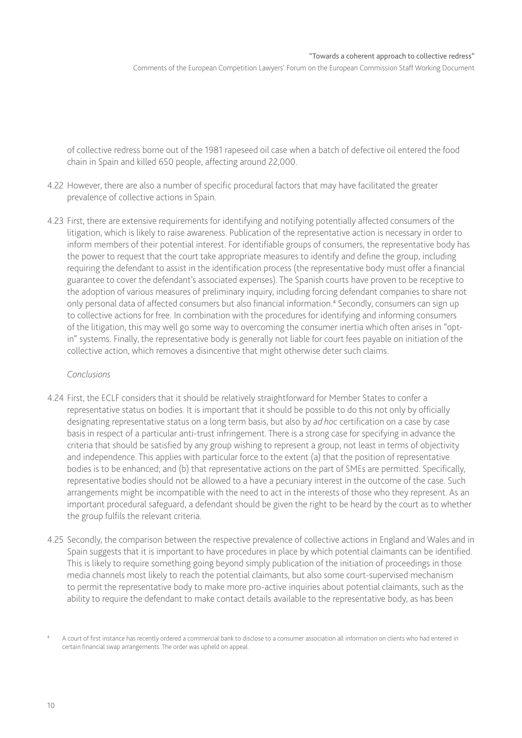of collective redress borne out of the 1981 rapeseed oil case when a batch of defective oil entered the food chain in Spain and killed 650 people, affecting around 22,000.

4.22 However, there are also a number of specific procedural factors that may have facilitated the greater prevalence of collective actions in Spain.

4.23 First, there are extensive requirements for identifying and notifying potentially affected consumers of the litigation, which is likely to raise awareness. Publication of the representative action is necessary in order to inform members of their potential interest. For identifiable groups of consumers, the representative body has the power to request that the court take appropriate measures to identify and define the group, including requiring the defendant to assist in the identification process (the representative body must offer a financial guarantee to cover the defendant's associated expenses). The Spanish courts have proven to be receptive to the adoption of various measures of preliminary inquiry, including forcing defendant companies to share not only personal data of affected consumers but also financial information.[4] Secondly, consumers can sign up to collective actions for free. In combination with the procedures for identifying and informing consumers of the litigation, this may well go some way to overcoming the consumer inertia which often arises in "opt-in" systems. Finally, the representative body is generally not liable for court fees payable on initiation of the collective action, which removes a disincentive that might otherwise deter such claims.

*Conclusions*

4.24 First, the ECLF considers that it should be relatively straightforward for Member States to confer a representative status on bodies. It is important that it should be possible to do this not only by officially designating representative status on a long term basis, but also by *ad hoc* certification on a case by case basis in respect of a particular anti-trust infringement. There is a strong case for specifying in advance the criteria that should be satisfied by any group wishing to represent a group, not least in terms of objectivity and independence. This applies with particular force to the extent (a) that the position of representative bodies is to be enhanced; and (b) that representative actions on the part of SMEs are permitted. Specifically, representative bodies should not be allowed to a have a pecuniary interest in the outcome of the case. Such arrangements might be incompatible with the need to act in the interests of those who they represent. As an important procedural safeguard, a defendant should be given the right to be heard by the court as to whether the group fulfils the relevant criteria.

4.25 Secondly, the comparison between the respective prevalence of collective actions in England and Wales and in Spain suggests that it is important to have procedures in place by which potential claimants can be identified. This is likely to require something going beyond simply publication of the initiation of proceedings in those media channels most likely to reach the potential claimants, but also some court-supervised mechanism to permit the representative body to make more pro-active inquiries about potential claimants, such as the ability to require the defendant to make contact details available to the representative body, as has been

[4] A court of first instance has recently ordered a commercial bank to disclose to a consumer association all information on clients who had entered in certain financial swap arrangements. The order was upheld on appeal.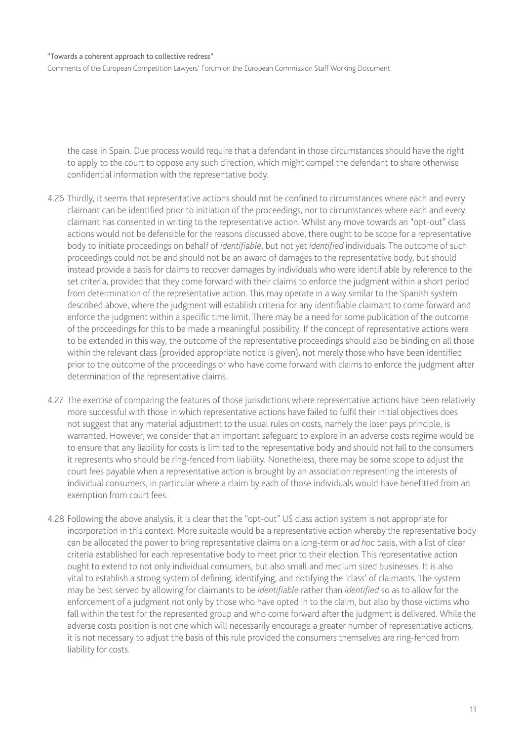the case in Spain. Due process would require that a defendant in those circumstances should have the right to apply to the court to oppose any such direction, which might compel the defendant to share otherwise confidential information with the representative body.

4.26 Thirdly, it seems that representative actions should not be confined to circumstances where each and every claimant can be identified prior to initiation of the proceedings, nor to circumstances where each and every claimant has consented in writing to the representative action. Whilst any move towards an "opt-out" class actions would not be defensible for the reasons discussed above, there ought to be scope for a representative body to initiate proceedings on behalf of *identifiable*, but not yet *identified* individuals. The outcome of such proceedings could not be and should not be an award of damages to the representative body, but should instead provide a basis for claims to recover damages by individuals who were identifiable by reference to the set criteria, provided that they come forward with their claims to enforce the judgment within a short period from determination of the representative action. This may operate in a way similar to the Spanish system described above, where the judgment will establish criteria for any identifiable claimant to come forward and enforce the judgment within a specific time limit. There may be a need for some publication of the outcome of the proceedings for this to be made a meaningful possibility. If the concept of representative actions were to be extended in this way, the outcome of the representative proceedings should also be binding on all those within the relevant class (provided appropriate notice is given), not merely those who have been identified prior to the outcome of the proceedings or who have come forward with claims to enforce the judgment after determination of the representative claims.

4.27 The exercise of comparing the features of those jurisdictions where representative actions have been relatively more successful with those in which representative actions have failed to fulfil their initial objectives does not suggest that any material adjustment to the usual rules on costs, namely the loser pays principle, is warranted. However, we consider that an important safeguard to explore in an adverse costs regime would be to ensure that any liability for costs is limited to the representative body and should not fall to the consumers it represents who should be ring-fenced from liability. Nonetheless, there may be some scope to adjust the court fees payable when a representative action is brought by an association representing the interests of individual consumers, in particular where a claim by each of those individuals would have benefitted from an exemption from court fees.

4.28 Following the above analysis, it is clear that the "opt-out" US class action system is not appropriate for incorporation in this context. More suitable would be a representative action whereby the representative body can be allocated the power to bring representative claims on a long-term or *ad hoc* basis, with a list of clear criteria established for each representative body to meet prior to their election. This representative action ought to extend to not only individual consumers, but also small and medium sized businesses. It is also vital to establish a strong system of defining, identifying, and notifying the 'class' of claimants. The system may be best served by allowing for claimants to be *identifiable* rather than *identified* so as to allow for the enforcement of a judgment not only by those who have opted in to the claim, but also by those victims who fall within the test for the represented group and who come forward after the judgment is delivered. While the adverse costs position is not one which will necessarily encourage a greater number of representative actions, it is not necessary to adjust the basis of this rule provided the consumers themselves are ring-fenced from liability for costs.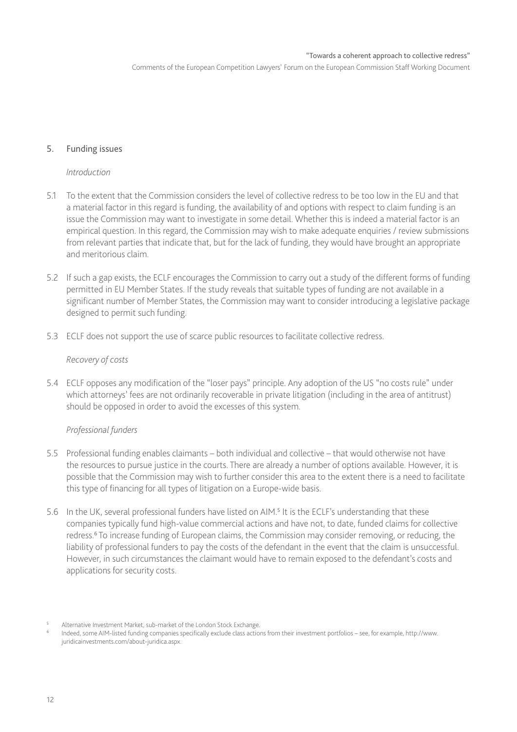## 5. Funding issues

*Introduction*

5.1 To the extent that the Commission considers the level of collective redress to be too low in the EU and that a material factor in this regard is funding, the availability of and options with respect to claim funding is an issue the Commission may want to investigate in some detail. Whether this is indeed a material factor is an empirical question. In this regard, the Commission may wish to make adequate enquiries / review submissions from relevant parties that indicate that, but for the lack of funding, they would have brought an appropriate and meritorious claim.

5.2 If such a gap exists, the ECLF encourages the Commission to carry out a study of the different forms of funding permitted in EU Member States. If the study reveals that suitable types of funding are not available in a significant number of Member States, the Commission may want to consider introducing a legislative package designed to permit such funding.

5.3 ECLF does not support the use of scarce public resources to facilitate collective redress.

*Recovery of costs*

5.4 ECLF opposes any modification of the "loser pays" principle. Any adoption of the US "no costs rule" under which attorneys' fees are not ordinarily recoverable in private litigation (including in the area of antitrust) should be opposed in order to avoid the excesses of this system.

*Professional funders*

5.5 Professional funding enables claimants – both individual and collective – that would otherwise not have the resources to pursue justice in the courts. There are already a number of options available. However, it is possible that the Commission may wish to further consider this area to the extent there is a need to facilitate this type of financing for all types of litigation on a Europe-wide basis.

5.6 In the UK, several professional funders have listed on AIM.[5] It is the ECLF's understanding that these companies typically fund high-value commercial actions and have not, to date, funded claims for collective redress.[6] To increase funding of European claims, the Commission may consider removing, or reducing, the liability of professional funders to pay the costs of the defendant in the event that the claim is unsuccessful. However, in such circumstances the claimant would have to remain exposed to the defendant's costs and applications for security costs.

[5] Alternative Investment Market, sub-market of the London Stock Exchange.

[6] Indeed, some AIM-listed funding companies specifically exclude class actions from their investment portfolios – see, for example, http://www.juridicainvestments.com/about-juridica.aspx.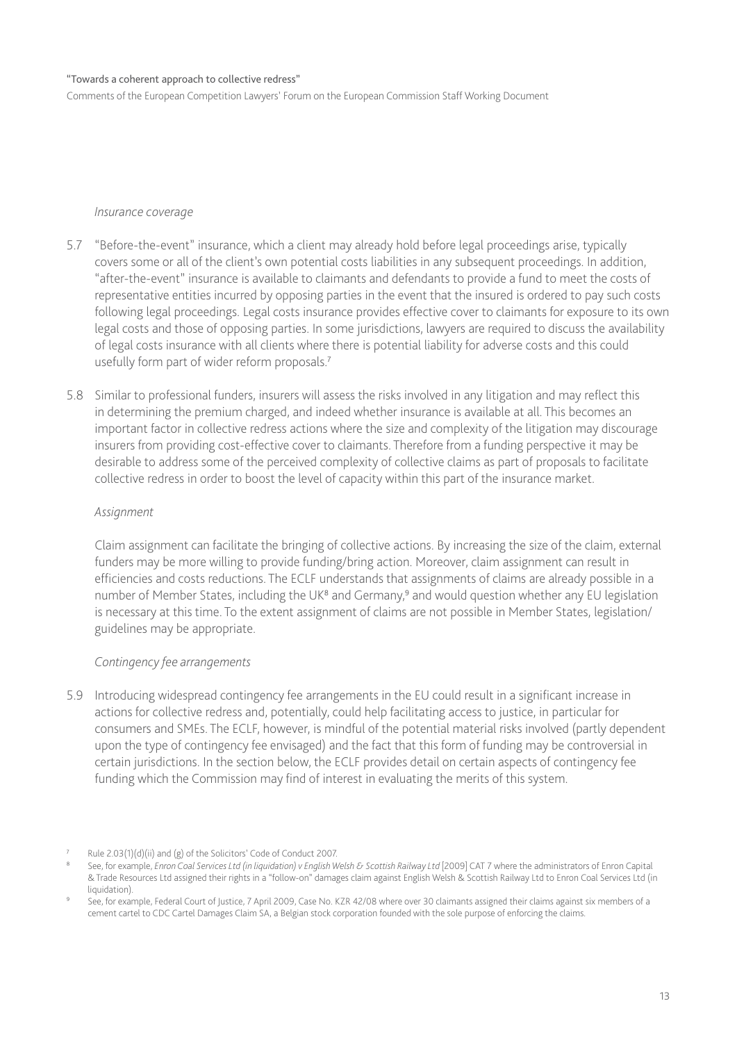*Insurance coverage*

5.7 "Before-the-event" insurance, which a client may already hold before legal proceedings arise, typically covers some or all of the client's own potential costs liabilities in any subsequent proceedings. In addition, "after-the-event" insurance is available to claimants and defendants to provide a fund to meet the costs of representative entities incurred by opposing parties in the event that the insured is ordered to pay such costs following legal proceedings. Legal costs insurance provides effective cover to claimants for exposure to its own legal costs and those of opposing parties. In some jurisdictions, lawyers are required to discuss the availability of legal costs insurance with all clients where there is potential liability for adverse costs and this could usefully form part of wider reform proposals.[7]

5.8 Similar to professional funders, insurers will assess the risks involved in any litigation and may reflect this in determining the premium charged, and indeed whether insurance is available at all. This becomes an important factor in collective redress actions where the size and complexity of the litigation may discourage insurers from providing cost-effective cover to claimants. Therefore from a funding perspective it may be desirable to address some of the perceived complexity of collective claims as part of proposals to facilitate collective redress in order to boost the level of capacity within this part of the insurance market.

*Assignment*

Claim assignment can facilitate the bringing of collective actions. By increasing the size of the claim, external funders may be more willing to provide funding/bring action. Moreover, claim assignment can result in efficiencies and costs reductions. The ECLF understands that assignments of claims are already possible in a number of Member States, including the UK[8] and Germany,[9] and would question whether any EU legislation is necessary at this time. To the extent assignment of claims are not possible in Member States, legislation/ guidelines may be appropriate.

*Contingency fee arrangements*

5.9 Introducing widespread contingency fee arrangements in the EU could result in a significant increase in actions for collective redress and, potentially, could help facilitating access to justice, in particular for consumers and SMEs. The ECLF, however, is mindful of the potential material risks involved (partly dependent upon the type of contingency fee envisaged) and the fact that this form of funding may be controversial in certain jurisdictions. In the section below, the ECLF provides detail on certain aspects of contingency fee funding which the Commission may find of interest in evaluating the merits of this system.

[7] Rule 2.03(1)(d)(ii) and (g) of the Solicitors' Code of Conduct 2007.

[8] See, for example, *Enron Coal Services Ltd (in liquidation) v English Welsh & Scottish Railway Ltd* [2009] CAT 7 where the administrators of Enron Capital & Trade Resources Ltd assigned their rights in a "follow-on" damages claim against English Welsh & Scottish Railway Ltd to Enron Coal Services Ltd (in liquidation).

[9] See, for example, Federal Court of Justice, 7 April 2009, Case No. KZR 42/08 where over 30 claimants assigned their claims against six members of a cement cartel to CDC Cartel Damages Claim SA, a Belgian stock corporation founded with the sole purpose of enforcing the claims.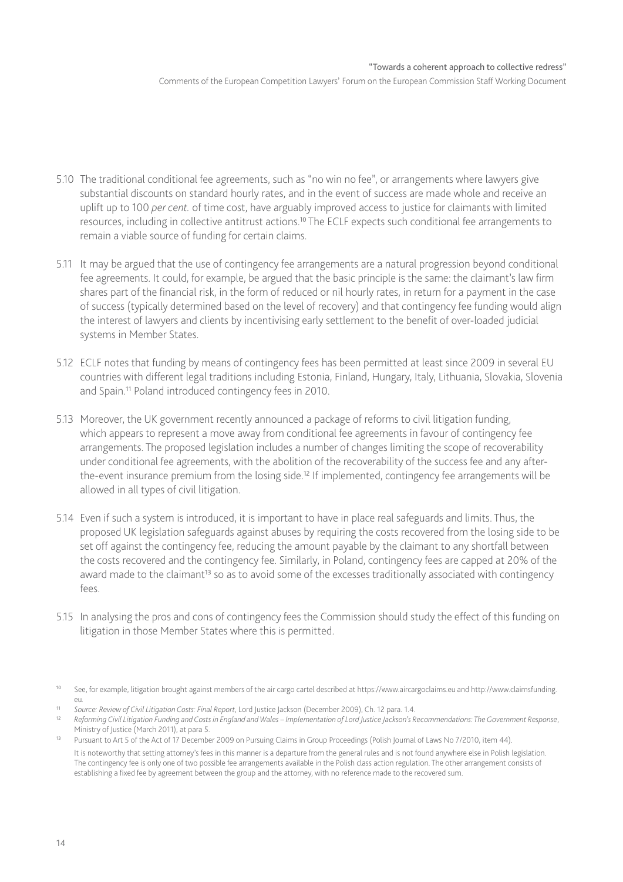5.10 The traditional conditional fee agreements, such as "no win no fee", or arrangements where lawyers give substantial discounts on standard hourly rates, and in the event of success are made whole and receive an uplift up to 100 *per cent.* of time cost, have arguably improved access to justice for claimants with limited resources, including in collective antitrust actions.[10] The ECLF expects such conditional fee arrangements to remain a viable source of funding for certain claims.

5.11 It may be argued that the use of contingency fee arrangements are a natural progression beyond conditional fee agreements. It could, for example, be argued that the basic principle is the same: the claimant's law firm shares part of the financial risk, in the form of reduced or nil hourly rates, in return for a payment in the case of success (typically determined based on the level of recovery) and that contingency fee funding would align the interest of lawyers and clients by incentivising early settlement to the benefit of over-loaded judicial systems in Member States.

5.12 ECLF notes that funding by means of contingency fees has been permitted at least since 2009 in several EU countries with different legal traditions including Estonia, Finland, Hungary, Italy, Lithuania, Slovakia, Slovenia and Spain.[11] Poland introduced contingency fees in 2010.

5.13 Moreover, the UK government recently announced a package of reforms to civil litigation funding, which appears to represent a move away from conditional fee agreements in favour of contingency fee arrangements. The proposed legislation includes a number of changes limiting the scope of recoverability under conditional fee agreements, with the abolition of the recoverability of the success fee and any after-the-event insurance premium from the losing side.[12] If implemented, contingency fee arrangements will be allowed in all types of civil litigation.

5.14 Even if such a system is introduced, it is important to have in place real safeguards and limits. Thus, the proposed UK legislation safeguards against abuses by requiring the costs recovered from the losing side to be set off against the contingency fee, reducing the amount payable by the claimant to any shortfall between the costs recovered and the contingency fee. Similarly, in Poland, contingency fees are capped at 20% of the award made to the claimant[13] so as to avoid some of the excesses traditionally associated with contingency fees.

5.15 In analysing the pros and cons of contingency fees the Commission should study the effect of this funding on litigation in those Member States where this is permitted.

---

[10] See, for example, litigation brought against members of the air cargo cartel described at https://www.aircargoclaims.eu and http://www.claimsfunding.eu.

[11] *Source: Review of Civil Litigation Costs: Final Report*, Lord Justice Jackson (December 2009), Ch. 12 para. 1.4.

[12] *Reforming Civil Litigation Funding and Costs in England and Wales – Implementation of Lord Justice Jackson's Recommendations: The Government Response*, Ministry of Justice (March 2011), at para 5.

[13] Pursuant to Art 5 of the Act of 17 December 2009 on Pursuing Claims in Group Proceedings (Polish Journal of Laws No 7/2010, item 44).

It is noteworthy that setting attorney's fees in this manner is a departure from the general rules and is not found anywhere else in Polish legislation. The contingency fee is only one of two possible fee arrangements available in the Polish class action regulation. The other arrangement consists of establishing a fixed fee by agreement between the group and the attorney, with no reference made to the recovered sum.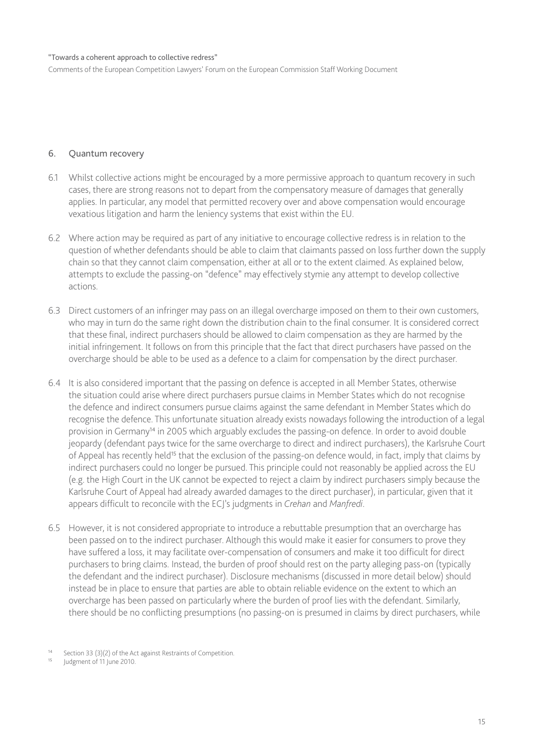## 6. Quantum recovery

6.1 Whilst collective actions might be encouraged by a more permissive approach to quantum recovery in such cases, there are strong reasons not to depart from the compensatory measure of damages that generally applies. In particular, any model that permitted recovery over and above compensation would encourage vexatious litigation and harm the leniency systems that exist within the EU.

6.2 Where action may be required as part of any initiative to encourage collective redress is in relation to the question of whether defendants should be able to claim that claimants passed on loss further down the supply chain so that they cannot claim compensation, either at all or to the extent claimed. As explained below, attempts to exclude the passing-on "defence" may effectively stymie any attempt to develop collective actions.

6.3 Direct customers of an infringer may pass on an illegal overcharge imposed on them to their own customers, who may in turn do the same right down the distribution chain to the final consumer. It is considered correct that these final, indirect purchasers should be allowed to claim compensation as they are harmed by the initial infringement. It follows on from this principle that the fact that direct purchasers have passed on the overcharge should be able to be used as a defence to a claim for compensation by the direct purchaser.

6.4 It is also considered important that the passing on defence is accepted in all Member States, otherwise the situation could arise where direct purchasers pursue claims in Member States which do not recognise the defence and indirect consumers pursue claims against the same defendant in Member States which do recognise the defence. This unfortunate situation already exists nowadays following the introduction of a legal provision in Germany[14] in 2005 which arguably excludes the passing-on defence. In order to avoid double jeopardy (defendant pays twice for the same overcharge to direct and indirect purchasers), the Karlsruhe Court of Appeal has recently held[15] that the exclusion of the passing-on defence would, in fact, imply that claims by indirect purchasers could no longer be pursued. This principle could not reasonably be applied across the EU (e.g. the High Court in the UK cannot be expected to reject a claim by indirect purchasers simply because the Karlsruhe Court of Appeal had already awarded damages to the direct purchaser), in particular, given that it appears difficult to reconcile with the ECJ's judgments in *Crehan* and *Manfredi*.

6.5 However, it is not considered appropriate to introduce a rebuttable presumption that an overcharge has been passed on to the indirect purchaser. Although this would make it easier for consumers to prove they have suffered a loss, it may facilitate over-compensation of consumers and make it too difficult for direct purchasers to bring claims. Instead, the burden of proof should rest on the party alleging pass-on (typically the defendant and the indirect purchaser). Disclosure mechanisms (discussed in more detail below) should instead be in place to ensure that parties are able to obtain reliable evidence on the extent to which an overcharge has been passed on particularly where the burden of proof lies with the defendant. Similarly, there should be no conflicting presumptions (no passing-on is presumed in claims by direct purchasers, while

[14] Section 33 (3)(2) of the Act against Restraints of Competition.

[15] Judgment of 11 June 2010.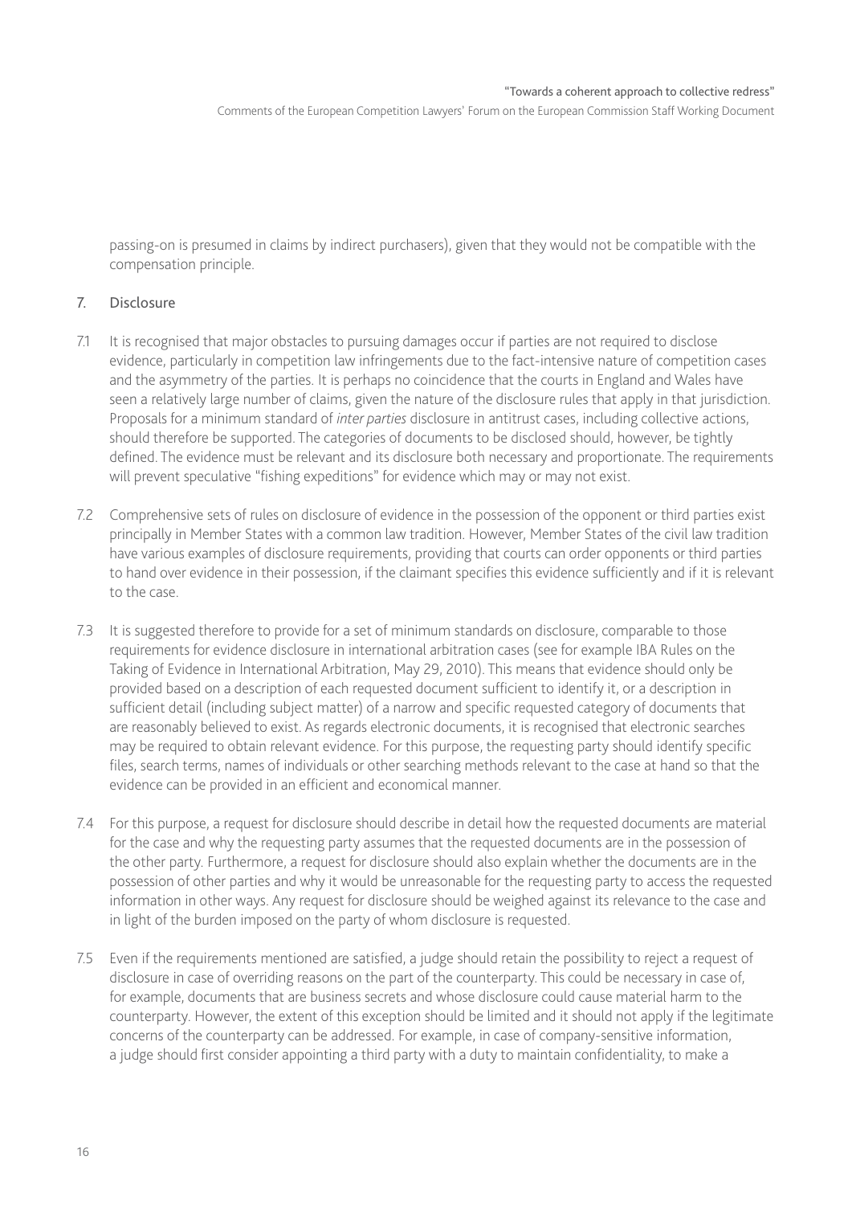passing-on is presumed in claims by indirect purchasers), given that they would not be compatible with the compensation principle.

## 7. Disclosure

7.1 It is recognised that major obstacles to pursuing damages occur if parties are not required to disclose evidence, particularly in competition law infringements due to the fact-intensive nature of competition cases and the asymmetry of the parties. It is perhaps no coincidence that the courts in England and Wales have seen a relatively large number of claims, given the nature of the disclosure rules that apply in that jurisdiction. Proposals for a minimum standard of *inter parties* disclosure in antitrust cases, including collective actions, should therefore be supported. The categories of documents to be disclosed should, however, be tightly defined. The evidence must be relevant and its disclosure both necessary and proportionate. The requirements will prevent speculative "fishing expeditions" for evidence which may or may not exist.

7.2 Comprehensive sets of rules on disclosure of evidence in the possession of the opponent or third parties exist principally in Member States with a common law tradition. However, Member States of the civil law tradition have various examples of disclosure requirements, providing that courts can order opponents or third parties to hand over evidence in their possession, if the claimant specifies this evidence sufficiently and if it is relevant to the case.

7.3 It is suggested therefore to provide for a set of minimum standards on disclosure, comparable to those requirements for evidence disclosure in international arbitration cases (see for example IBA Rules on the Taking of Evidence in International Arbitration, May 29, 2010). This means that evidence should only be provided based on a description of each requested document sufficient to identify it, or a description in sufficient detail (including subject matter) of a narrow and specific requested category of documents that are reasonably believed to exist. As regards electronic documents, it is recognised that electronic searches may be required to obtain relevant evidence. For this purpose, the requesting party should identify specific files, search terms, names of individuals or other searching methods relevant to the case at hand so that the evidence can be provided in an efficient and economical manner.

7.4 For this purpose, a request for disclosure should describe in detail how the requested documents are material for the case and why the requesting party assumes that the requested documents are in the possession of the other party. Furthermore, a request for disclosure should also explain whether the documents are in the possession of other parties and why it would be unreasonable for the requesting party to access the requested information in other ways. Any request for disclosure should be weighed against its relevance to the case and in light of the burden imposed on the party of whom disclosure is requested.

7.5 Even if the requirements mentioned are satisfied, a judge should retain the possibility to reject a request of disclosure in case of overriding reasons on the part of the counterparty. This could be necessary in case of, for example, documents that are business secrets and whose disclosure could cause material harm to the counterparty. However, the extent of this exception should be limited and it should not apply if the legitimate concerns of the counterparty can be addressed. For example, in case of company-sensitive information, a judge should first consider appointing a third party with a duty to maintain confidentiality, to make a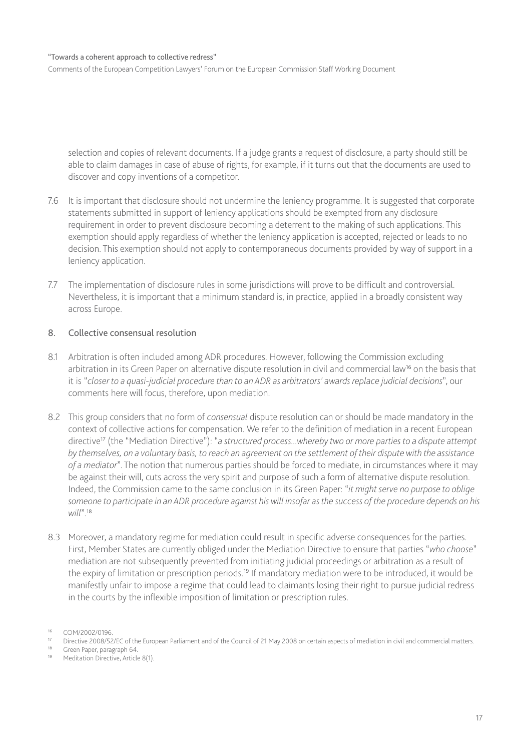selection and copies of relevant documents. If a judge grants a request of disclosure, a party should still be able to claim damages in case of abuse of rights, for example, if it turns out that the documents are used to discover and copy inventions of a competitor.

7.6 It is important that disclosure should not undermine the leniency programme. It is suggested that corporate statements submitted in support of leniency applications should be exempted from any disclosure requirement in order to prevent disclosure becoming a deterrent to the making of such applications. This exemption should apply regardless of whether the leniency application is accepted, rejected or leads to no decision. This exemption should not apply to contemporaneous documents provided by way of support in a leniency application.

7.7 The implementation of disclosure rules in some jurisdictions will prove to be difficult and controversial. Nevertheless, it is important that a minimum standard is, in practice, applied in a broadly consistent way across Europe.

## 8. Collective consensual resolution

8.1 Arbitration is often included among ADR procedures. However, following the Commission excluding arbitration in its Green Paper on alternative dispute resolution in civil and commercial law[16] on the basis that it is "*closer to a quasi-judicial procedure than to an ADR as arbitrators' awards replace judicial decisions*", our comments here will focus, therefore, upon mediation.

8.2 This group considers that no form of *consensual* dispute resolution can or should be made mandatory in the context of collective actions for compensation. We refer to the definition of mediation in a recent European directive[17] (the "Mediation Directive"): "*a structured process...whereby two or more parties to a dispute attempt by themselves, on a voluntary basis, to reach an agreement on the settlement of their dispute with the assistance of a mediator*". The notion that numerous parties should be forced to mediate, in circumstances where it may be against their will, cuts across the very spirit and purpose of such a form of alternative dispute resolution. Indeed, the Commission came to the same conclusion in its Green Paper: "*it might serve no purpose to oblige someone to participate in an ADR procedure against his will insofar as the success of the procedure depends on his will*".[18]

8.3 Moreover, a mandatory regime for mediation could result in specific adverse consequences for the parties. First, Member States are currently obliged under the Mediation Directive to ensure that parties "*who choose*" mediation are not subsequently prevented from initiating judicial proceedings or arbitration as a result of the expiry of limitation or prescription periods.[19] If mandatory mediation were to be introduced, it would be manifestly unfair to impose a regime that could lead to claimants losing their right to pursue judicial redress in the courts by the inflexible imposition of limitation or prescription rules.

[16] COM/2002/0196.

[17] Directive 2008/52/EC of the European Parliament and of the Council of 21 May 2008 on certain aspects of mediation in civil and commercial matters.

[18] Green Paper, paragraph 64.

[19] Meditation Directive, Article 8(1).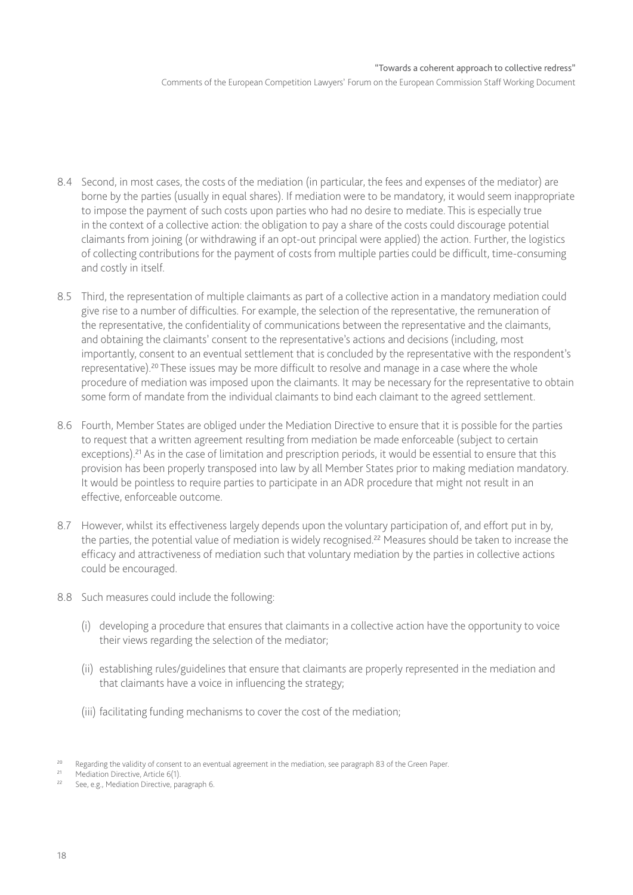8.4 Second, in most cases, the costs of the mediation (in particular, the fees and expenses of the mediator) are borne by the parties (usually in equal shares). If mediation were to be mandatory, it would seem inappropriate to impose the payment of such costs upon parties who had no desire to mediate. This is especially true in the context of a collective action: the obligation to pay a share of the costs could discourage potential claimants from joining (or withdrawing if an opt-out principal were applied) the action. Further, the logistics of collecting contributions for the payment of costs from multiple parties could be difficult, time-consuming and costly in itself.

8.5 Third, the representation of multiple claimants as part of a collective action in a mandatory mediation could give rise to a number of difficulties. For example, the selection of the representative, the remuneration of the representative, the confidentiality of communications between the representative and the claimants, and obtaining the claimants' consent to the representative's actions and decisions (including, most importantly, consent to an eventual settlement that is concluded by the representative with the respondent's representative).[20] These issues may be more difficult to resolve and manage in a case where the whole procedure of mediation was imposed upon the claimants. It may be necessary for the representative to obtain some form of mandate from the individual claimants to bind each claimant to the agreed settlement.

8.6 Fourth, Member States are obliged under the Mediation Directive to ensure that it is possible for the parties to request that a written agreement resulting from mediation be made enforceable (subject to certain exceptions).[21] As in the case of limitation and prescription periods, it would be essential to ensure that this provision has been properly transposed into law by all Member States prior to making mediation mandatory. It would be pointless to require parties to participate in an ADR procedure that might not result in an effective, enforceable outcome.

8.7 However, whilst its effectiveness largely depends upon the voluntary participation of, and effort put in by, the parties, the potential value of mediation is widely recognised.[22] Measures should be taken to increase the efficacy and attractiveness of mediation such that voluntary mediation by the parties in collective actions could be encouraged.

8.8 Such measures could include the following:

(i) developing a procedure that ensures that claimants in a collective action have the opportunity to voice their views regarding the selection of the mediator;

(ii) establishing rules/guidelines that ensure that claimants are properly represented in the mediation and that claimants have a voice in influencing the strategy;

(iii) facilitating funding mechanisms to cover the cost of the mediation;

---

[20] Regarding the validity of consent to an eventual agreement in the mediation, see paragraph 83 of the Green Paper.

[21] Mediation Directive, Article 6(1).

[22] See, e.g., Mediation Directive, paragraph 6.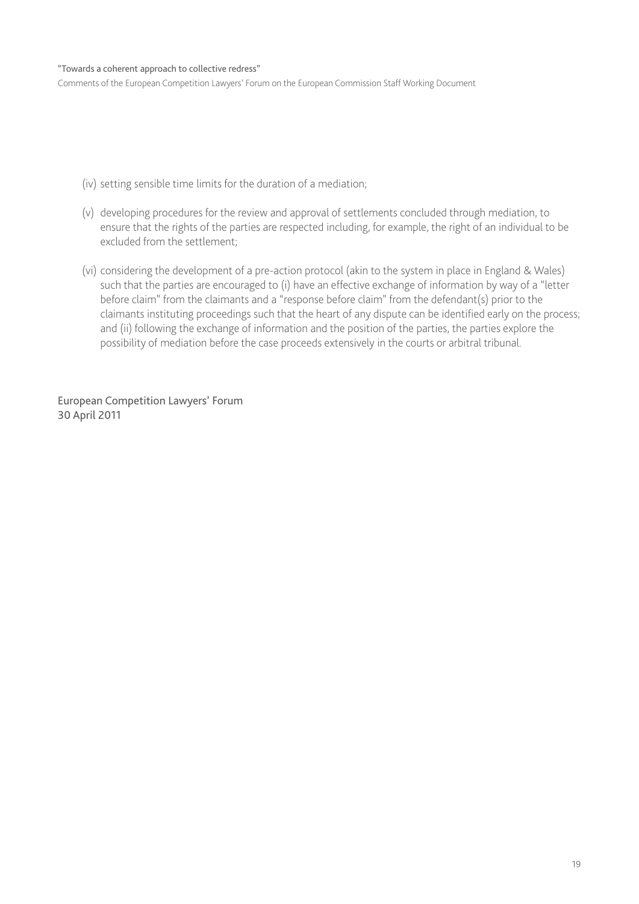(iv) setting sensible time limits for the duration of a mediation;

(v) developing procedures for the review and approval of settlements concluded through mediation, to ensure that the rights of the parties are respected including, for example, the right of an individual to be excluded from the settlement;

(vi) considering the development of a pre-action protocol (akin to the system in place in England & Wales) such that the parties are encouraged to (i) have an effective exchange of information by way of a "letter before claim" from the claimants and a "response before claim" from the defendant(s) prior to the claimants instituting proceedings such that the heart of any dispute can be identified early on the process; and (ii) following the exchange of information and the position of the parties, the parties explore the possibility of mediation before the case proceeds extensively in the courts or arbitral tribunal.

European Competition Lawyers' Forum
30 April 2011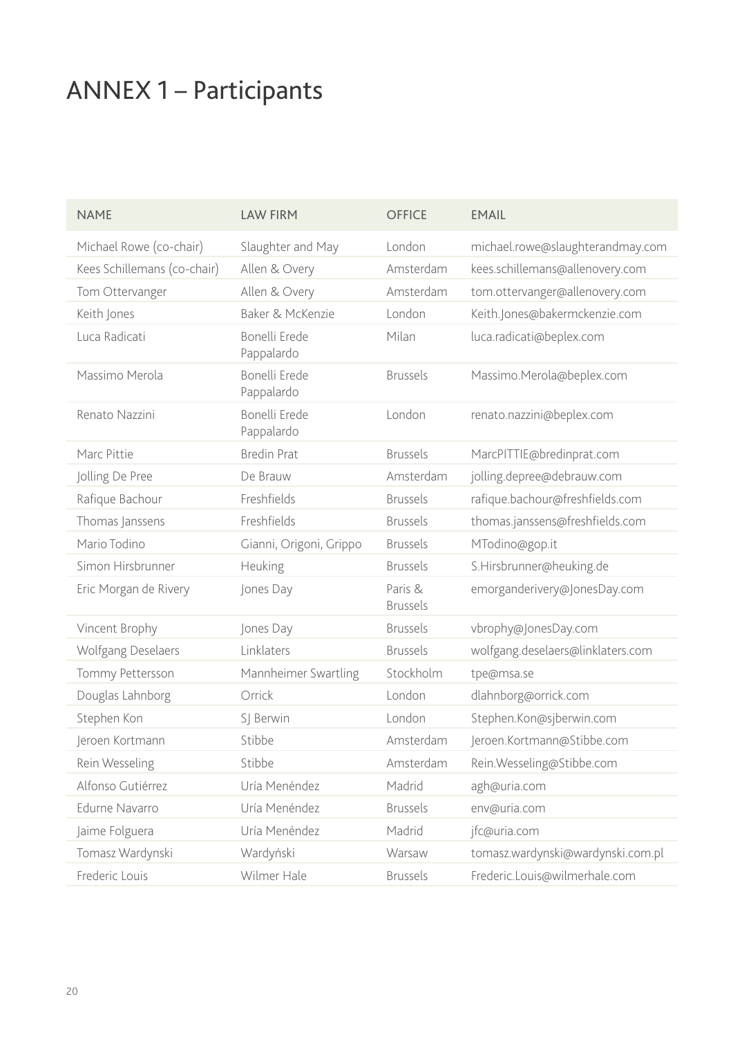# ANNEX 1 – Participants

| NAME | LAW FIRM | OFFICE | EMAIL |
|---|---|---|---|
| Michael Rowe (co-chair) | Slaughter and May | London | michael.rowe@slaughterandmay.com |
| Kees Schillemans (co-chair) | Allen & Overy | Amsterdam | kees.schillemans@allenovery.com |
| Tom Ottervanger | Allen & Overy | Amsterdam | tom.ottervanger@allenovery.com |
| Keith Jones | Baker & McKenzie | London | Keith.Jones@bakermckenzie.com |
| Luca Radicati | Bonelli Erede Pappalardo | Milan | luca.radicati@beplex.com |
| Massimo Merola | Bonelli Erede Pappalardo | Brussels | Massimo.Merola@beplex.com |
| Renato Nazzini | Bonelli Erede Pappalardo | London | renato.nazzini@beplex.com |
| Marc Pittie | Bredin Prat | Brussels | MarcPITTIE@bredinprat.com |
| Jolling De Pree | De Brauw | Amsterdam | jolling.depree@debrauw.com |
| Rafique Bachour | Freshfields | Brussels | rafique.bachour@freshfields.com |
| Thomas Janssens | Freshfields | Brussels | thomas.janssens@freshfields.com |
| Mario Todino | Gianni, Origoni, Grippo | Brussels | MTodino@gop.it |
| Simon Hirsbrunner | Heuking | Brussels | S.Hirsbrunner@heuking.de |
| Eric Morgan de Rivery | Jones Day | Paris & Brussels | emorganderivery@JonesDay.com |
| Vincent Brophy | Jones Day | Brussels | vbrophy@JonesDay.com |
| Wolfgang Deselaers | Linklaters | Brussels | wolfgang.deselaers@linklaters.com |
| Tommy Pettersson | Mannheimer Swartling | Stockholm | tpe@msa.se |
| Douglas Lahnborg | Orrick | London | dlahnborg@orrick.com |
| Stephen Kon | SJ Berwin | London | Stephen.Kon@sjberwin.com |
| Jeroen Kortmann | Stibbe | Amsterdam | Jeroen.Kortmann@Stibbe.com |
| Rein Wesseling | Stibbe | Amsterdam | Rein.Wesseling@Stibbe.com |
| Alfonso Gutiérrez | Uría Menéndez | Madrid | agh@uria.com |
| Edurne Navarro | Uría Menéndez | Brussels | env@uria.com |
| Jaime Folguera | Uría Menéndez | Madrid | jfc@uria.com |
| Tomasz Wardynski | Wardyński | Warsaw | tomasz.wardynski@wardynski.com.pl |
| Frederic Louis | Wilmer Hale | Brussels | Frederic.Louis@wilmerhale.com |